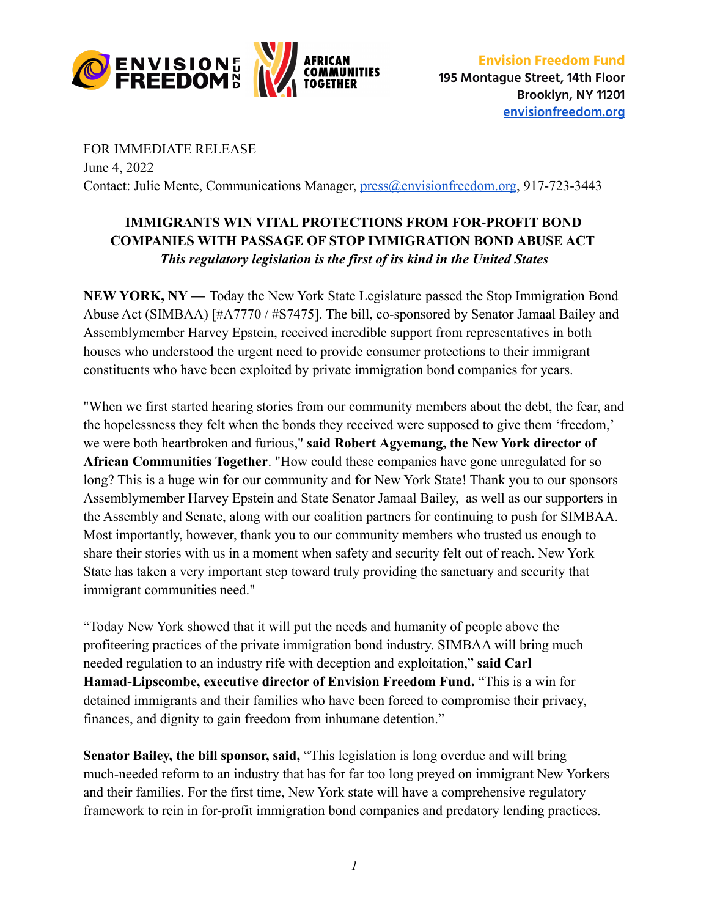**Envision Freedom Fund**
195 Montague Street, 14th Floor
Brooklyn, NY 11201
envisionfreedom.org

FOR IMMEDIATE RELEASE
June 4, 2022
Contact: Julie Mente, Communications Manager, press@envisionfreedom.org, 917-723-3443

**IMMIGRANTS WIN VITAL PROTECTIONS FROM FOR-PROFIT BOND COMPANIES WITH PASSAGE OF STOP IMMIGRATION BOND ABUSE ACT**
***This regulatory legislation is the first of its kind in the United States***

**NEW YORK, NY —** Today the New York State Legislature passed the Stop Immigration Bond Abuse Act (SIMBAA) [#A7770 / #S7475]. The bill, co-sponsored by Senator Jamaal Bailey and Assemblymember Harvey Epstein, received incredible support from representatives in both houses who understood the urgent need to provide consumer protections to their immigrant constituents who have been exploited by private immigration bond companies for years.

"When we first started hearing stories from our community members about the debt, the fear, and the hopelessness they felt when the bonds they received were supposed to give them 'freedom,' we were both heartbroken and furious," **said Robert Agyemang, the New York director of African Communities Together**. "How could these companies have gone unregulated for so long? This is a huge win for our community and for New York State! Thank you to our sponsors Assemblymember Harvey Epstein and State Senator Jamaal Bailey, as well as our supporters in the Assembly and Senate, along with our coalition partners for continuing to push for SIMBAA. Most importantly, however, thank you to our community members who trusted us enough to share their stories with us in a moment when safety and security felt out of reach. New York State has taken a very important step toward truly providing the sanctuary and security that immigrant communities need."

"Today New York showed that it will put the needs and humanity of people above the profiteering practices of the private immigration bond industry. SIMBAA will bring much needed regulation to an industry rife with deception and exploitation," **said Carl Hamad-Lipscombe, executive director of Envision Freedom Fund.** "This is a win for detained immigrants and their families who have been forced to compromise their privacy, finances, and dignity to gain freedom from inhumane detention."

**Senator Bailey, the bill sponsor, said,** "This legislation is long overdue and will bring much-needed reform to an industry that has for far too long preyed on immigrant New Yorkers and their families. For the first time, New York state will have a comprehensive regulatory framework to rein in for-profit immigration bond companies and predatory lending practices.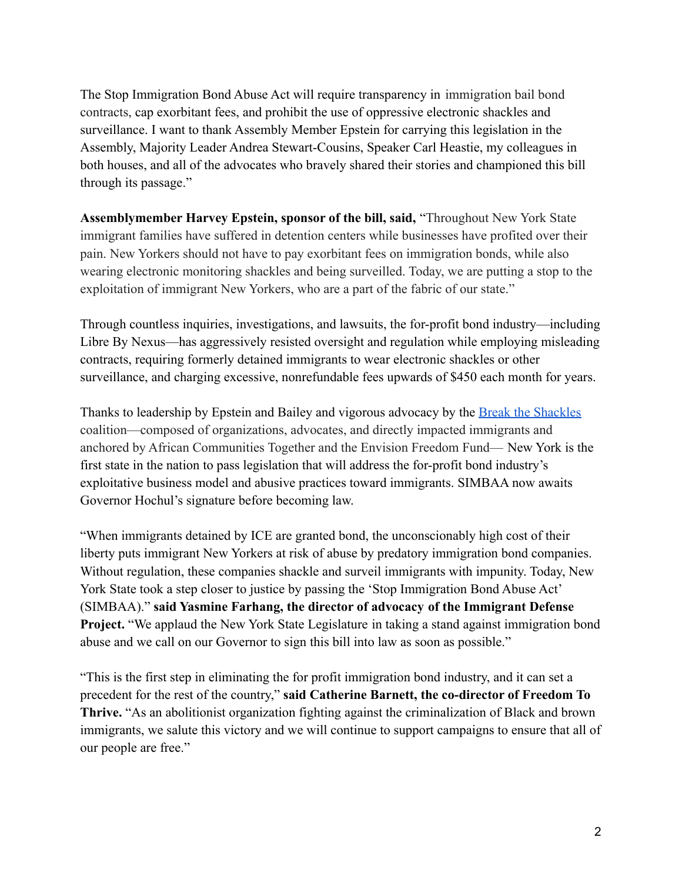The Stop Immigration Bond Abuse Act will require transparency in immigration bail bond contracts, cap exorbitant fees, and prohibit the use of oppressive electronic shackles and surveillance. I want to thank Assembly Member Epstein for carrying this legislation in the Assembly, Majority Leader Andrea Stewart-Cousins, Speaker Carl Heastie, my colleagues in both houses, and all of the advocates who bravely shared their stories and championed this bill through its passage."

**Assemblymember Harvey Epstein, sponsor of the bill, said,** "Throughout New York State immigrant families have suffered in detention centers while businesses have profited over their pain. New Yorkers should not have to pay exorbitant fees on immigration bonds, while also wearing electronic monitoring shackles and being surveilled. Today, we are putting a stop to the exploitation of immigrant New Yorkers, who are a part of the fabric of our state."

Through countless inquiries, investigations, and lawsuits, the for-profit bond industry—including Libre By Nexus—has aggressively resisted oversight and regulation while employing misleading contracts, requiring formerly detained immigrants to wear electronic shackles or other surveillance, and charging excessive, nonrefundable fees upwards of $450 each month for years.

Thanks to leadership by Epstein and Bailey and vigorous advocacy by the [Break the Shackles](Break the Shackles) coalition—composed of organizations, advocates, and directly impacted immigrants and anchored by African Communities Together and the Envision Freedom Fund— New York is the first state in the nation to pass legislation that will address the for-profit bond industry's exploitative business model and abusive practices toward immigrants. SIMBAA now awaits Governor Hochul's signature before becoming law.

"When immigrants detained by ICE are granted bond, the unconscionably high cost of their liberty puts immigrant New Yorkers at risk of abuse by predatory immigration bond companies. Without regulation, these companies shackle and surveil immigrants with impunity. Today, New York State took a step closer to justice by passing the 'Stop Immigration Bond Abuse Act' (SIMBAA)." **said Yasmine Farhang, the director of advocacy of the Immigrant Defense Project.** "We applaud the New York State Legislature in taking a stand against immigration bond abuse and we call on our Governor to sign this bill into law as soon as possible."

"This is the first step in eliminating the for profit immigration bond industry, and it can set a precedent for the rest of the country," **said Catherine Barnett, the co-director of Freedom To Thrive.** "As an abolitionist organization fighting against the criminalization of Black and brown immigrants, we salute this victory and we will continue to support campaigns to ensure that all of our people are free."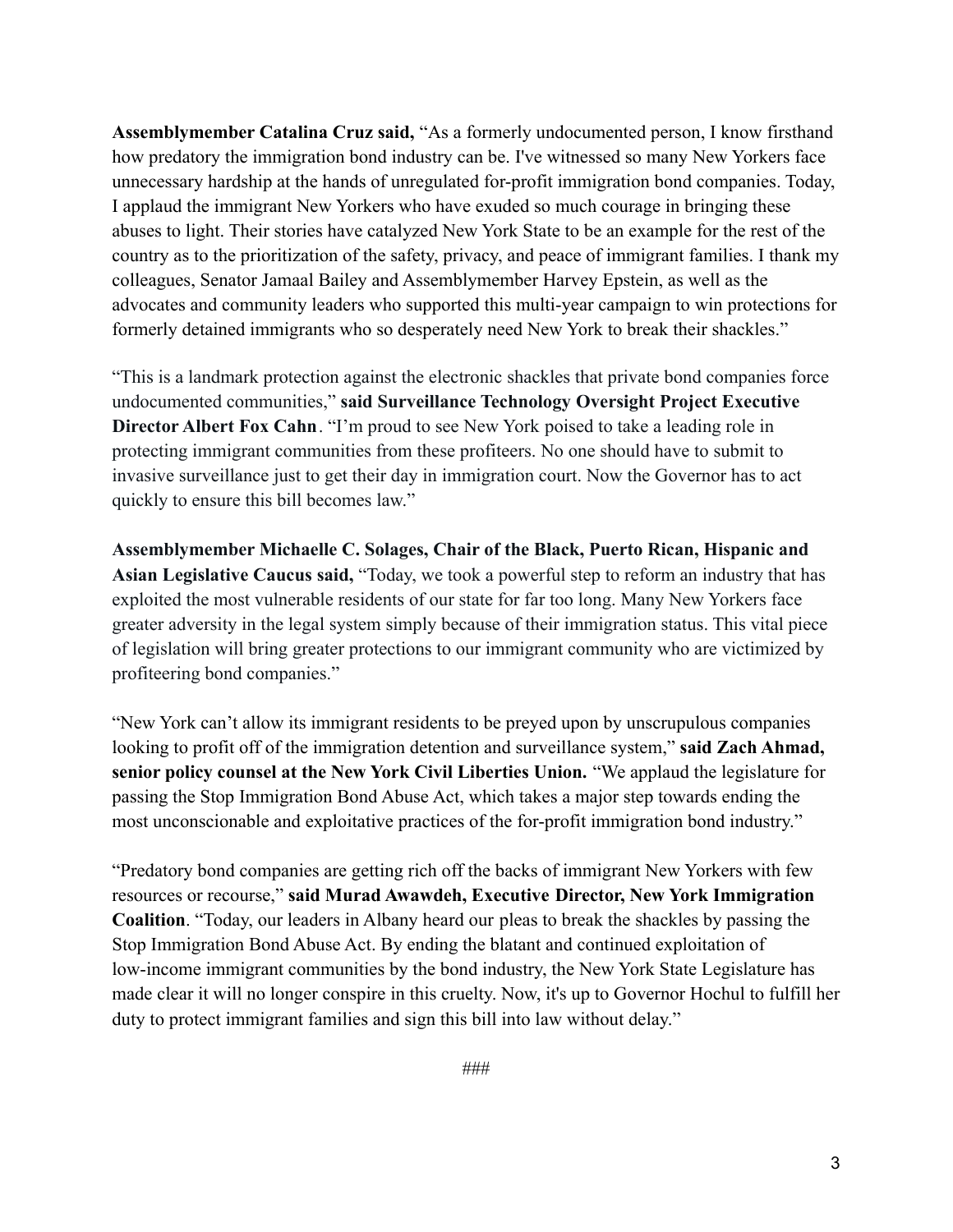**Assemblymember Catalina Cruz said,** "As a formerly undocumented person, I know firsthand how predatory the immigration bond industry can be. I've witnessed so many New Yorkers face unnecessary hardship at the hands of unregulated for-profit immigration bond companies. Today, I applaud the immigrant New Yorkers who have exuded so much courage in bringing these abuses to light. Their stories have catalyzed New York State to be an example for the rest of the country as to the prioritization of the safety, privacy, and peace of immigrant families. I thank my colleagues, Senator Jamaal Bailey and Assemblymember Harvey Epstein, as well as the advocates and community leaders who supported this multi-year campaign to win protections for formerly detained immigrants who so desperately need New York to break their shackles."

"This is a landmark protection against the electronic shackles that private bond companies force undocumented communities," **said Surveillance Technology Oversight Project Executive Director Albert Fox Cahn**. "I'm proud to see New York poised to take a leading role in protecting immigrant communities from these profiteers. No one should have to submit to invasive surveillance just to get their day in immigration court. Now the Governor has to act quickly to ensure this bill becomes law."

**Assemblymember Michaelle C. Solages, Chair of the Black, Puerto Rican, Hispanic and Asian Legislative Caucus said,** "Today, we took a powerful step to reform an industry that has exploited the most vulnerable residents of our state for far too long. Many New Yorkers face greater adversity in the legal system simply because of their immigration status. This vital piece of legislation will bring greater protections to our immigrant community who are victimized by profiteering bond companies."

"New York can't allow its immigrant residents to be preyed upon by unscrupulous companies looking to profit off of the immigration detention and surveillance system," **said Zach Ahmad, senior policy counsel at the New York Civil Liberties Union.** "We applaud the legislature for passing the Stop Immigration Bond Abuse Act, which takes a major step towards ending the most unconscionable and exploitative practices of the for-profit immigration bond industry."

"Predatory bond companies are getting rich off the backs of immigrant New Yorkers with few resources or recourse," **said Murad Awawdeh, Executive Director, New York Immigration Coalition**. "Today, our leaders in Albany heard our pleas to break the shackles by passing the Stop Immigration Bond Abuse Act. By ending the blatant and continued exploitation of low-income immigrant communities by the bond industry, the New York State Legislature has made clear it will no longer conspire in this cruelty. Now, it's up to Governor Hochul to fulfill her duty to protect immigrant families and sign this bill into law without delay."

###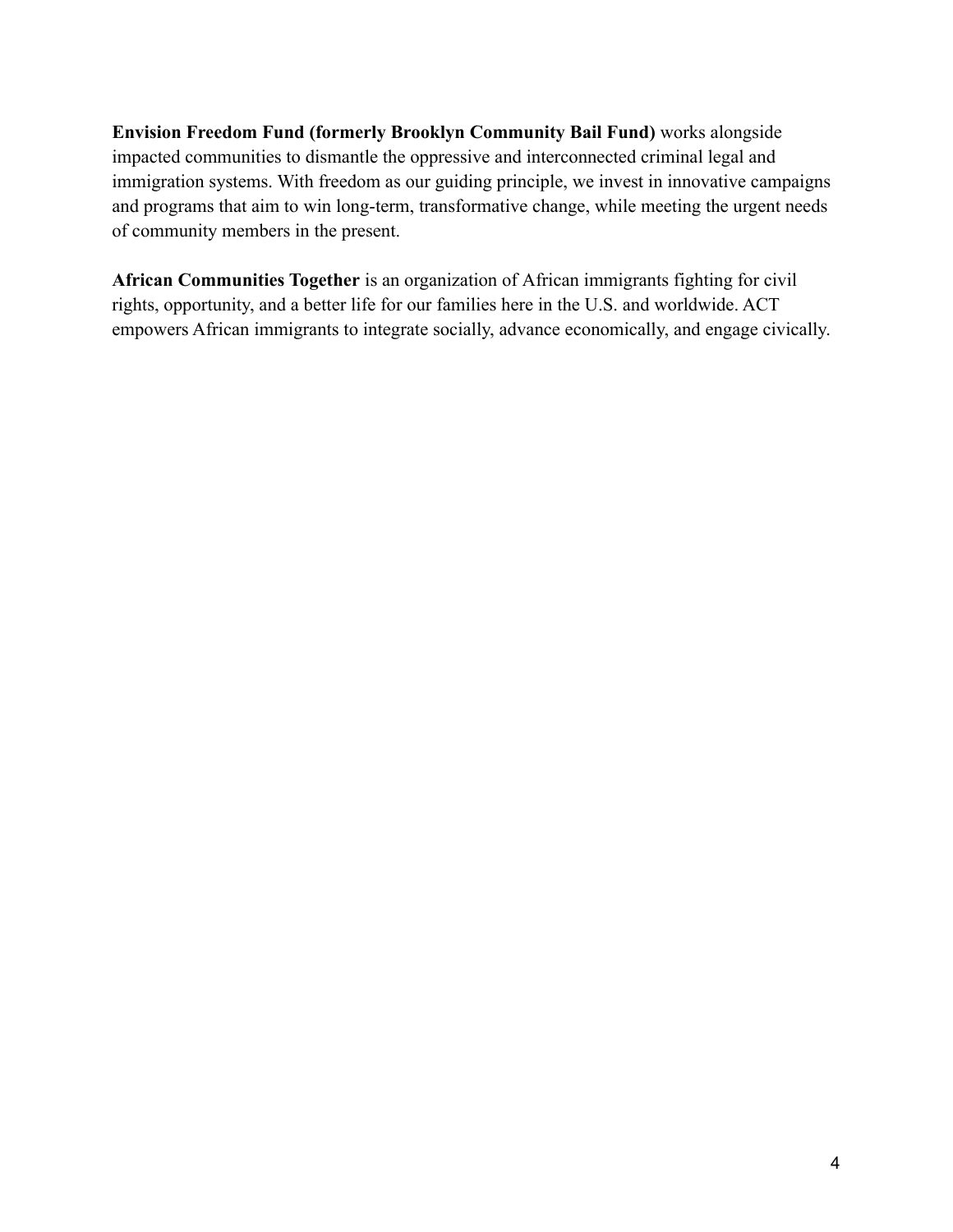**Envision Freedom Fund (formerly Brooklyn Community Bail Fund)** works alongside impacted communities to dismantle the oppressive and interconnected criminal legal and immigration systems. With freedom as our guiding principle, we invest in innovative campaigns and programs that aim to win long-term, transformative change, while meeting the urgent needs of community members in the present.

**African Communities Together** is an organization of African immigrants fighting for civil rights, opportunity, and a better life for our families here in the U.S. and worldwide. ACT empowers African immigrants to integrate socially, advance economically, and engage civically.